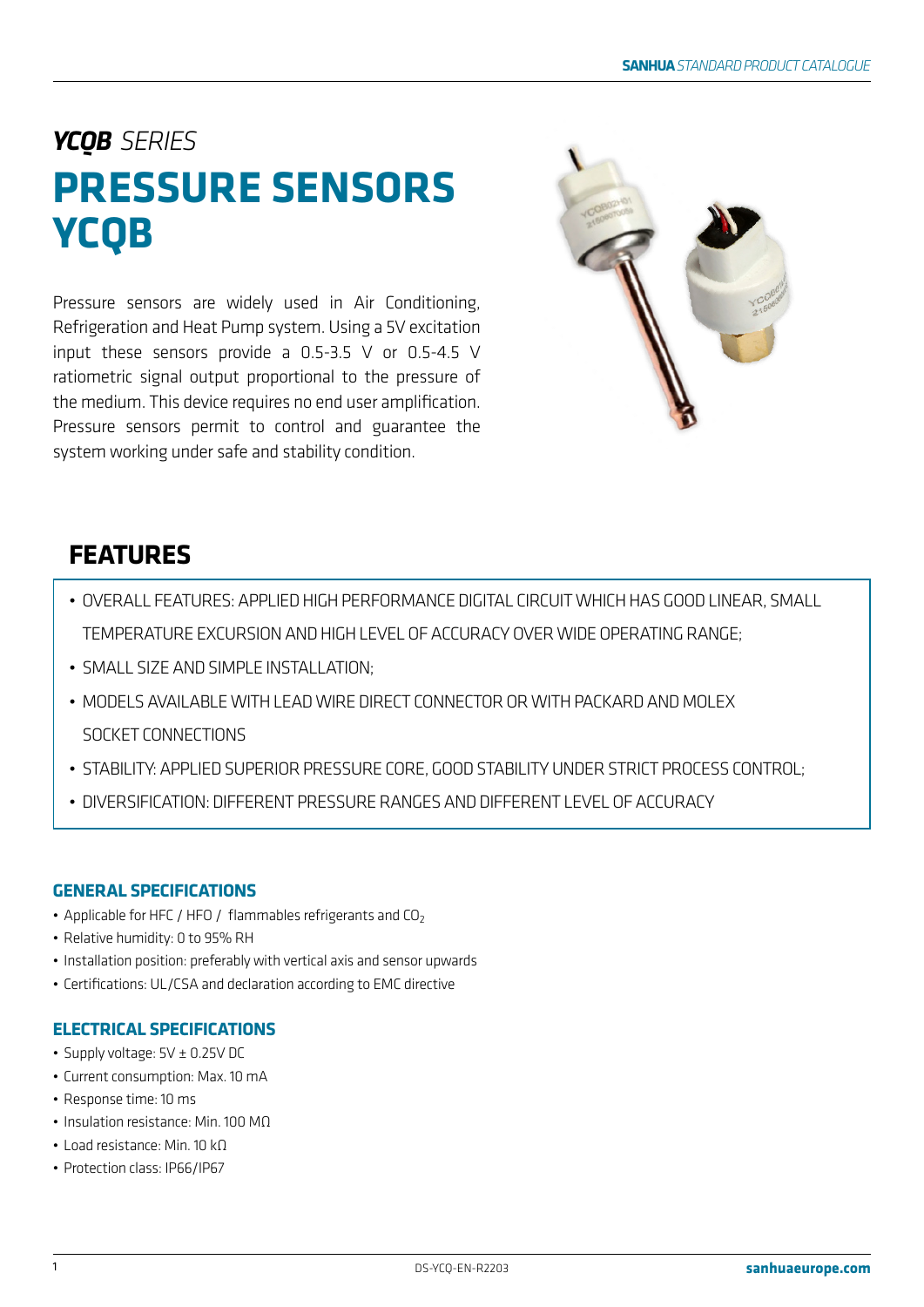*YCQB SERIES*

# PRESSURE SENSORS YCQB

Pressure sensors are widely used in Air Conditioning, Refrigeration and Heat Pump system. Using a 5V excitation input these sensors provide a 0.5-3.5 V or 0.5-4.5 V ratiometric signal output proportional to the pressure of the medium. This device requires no end user amplification. Pressure sensors permit to control and guarantee the system working under safe and stability condition.

## FEATURES

- OVERALL FEATURES: APPLIED HIGH PERFORMANCE DIGITAL CIRCUIT WHICH HAS GOOD LINEAR, SMALL TEMPERATURE EXCURSION AND HIGH LEVEL OF ACCURACY OVER WIDE OPERATING RANGE;
- SMALL SIZE AND SIMPLE INSTALLATION;
- MODELS AVAILABLE WITH LEAD WIRE DIRECT CONNECTOR OR WITH PACKARD AND MOLEX SOCKET CONNECTIONS
- STABILITY: APPLIED SUPERIOR PRESSURE CORE, GOOD STABILITY UNDER STRICT PROCESS CONTROL;
- DIVERSIFICATION: DIFFERENT PRESSURE RANGES AND DIFFERENT LEVEL OF ACCURACY

### GENERAL SPECIFICATIONS

- Applicable for HFC / HFO / flammables refrigerants and $CO_2$
- Relative humidity: 0 to 95% RH
- Installation position: preferably with vertical axis and sensor upwards
- Certifications: UL/CSA and declaration according to EMC directive

### ELECTRICAL SPECIFICATIONS

- Supply voltage: 5V ± 0.25V DC
- Current consumption: Max. 10 mA
- Response time: 10 ms
- Insulation resistance: Min. 100 MΩ
- Load resistance: Min. 10 kΩ
- Protection class: IP66/IP67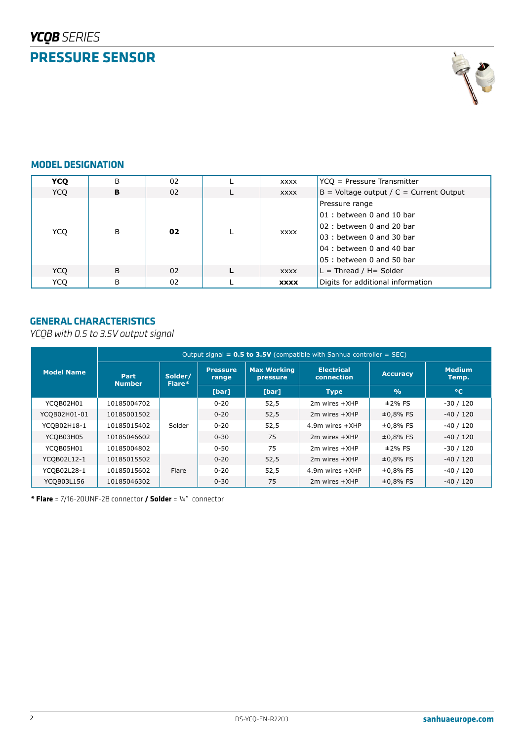## *YCQB SERIES*

# PRESSURE SENSOR

### MODEL DESIGNATION

| | | | | | |
|---|---|---|---|---|---|
| **YCQ** | B | 02 | L | xxxx | YCQ = Pressure Transmitter |
| YCQ | **B** | 02 | L | xxxx | B = Voltage output / C = Current Output |
| YCQ | B | **02** | L | xxxx | Pressure range<br>01 : between 0 and 10 bar<br>02 : between 0 and 20 bar<br>03 : between 0 and 30 bar<br>04 : between 0 and 40 bar<br>05 : between 0 and 50 bar |
| YCQ | B | 02 | **L** | xxxx | L = Thread / H= Solder |
| YCQ | B | 02 | L | **xxxx** | Digits for additional information |

### GENERAL CHARACTERISTICS

*YCQB with 0.5 to 3.5V output signal*

| Model Name | Output signal = **0.5 to 3.5V** (compatible with Sanhua controller = SEC) | | | | | | |
|---|---|---|---|---|---|---|---|
| | Part Number | Solder/ Flare* | Pressure range | Max Working pressure | Electrical connection | Accuracy | Medium Temp. |
| | | | [bar] | [bar] | Type | % | °C |
| YCQB02H01 | 10185004702 | Solder | 0-20 | 52,5 | 2m wires +XHP | ±2% FS | -30 / 120 |
| YCQB02H01-01 | 10185001502 | | 0-20 | 52,5 | 2m wires +XHP | ±0,8% FS | -40 / 120 |
| YCQB02H18-1 | 10185015402 | | 0-20 | 52,5 | 4.9m wires +XHP | ±0,8% FS | -40 / 120 |
| YCQB03H05 | 10185046602 | | 0-30 | 75 | 2m wires +XHP | ±0,8% FS | -40 / 120 |
| YCQB05H01 | 10185004802 | | 0-50 | 75 | 2m wires +XHP | ±2% FS | -30 / 120 |
| YCQB02L12-1 | 10185015502 | Flare | 0-20 | 52,5 | 2m wires +XHP | ±0,8% FS | -40 / 120 |
| YCQB02L28-1 | 10185015602 | | 0-20 | 52,5 | 4.9m wires +XHP | ±0,8% FS | -40 / 120 |
| YCQB03L156 | 10185046302 | | 0-30 | 75 | 2m wires +XHP | ±0,8% FS | -40 / 120 |

**\* Flare** = 7/16-20UNF-2B connector **/ Solder** = ¼" connector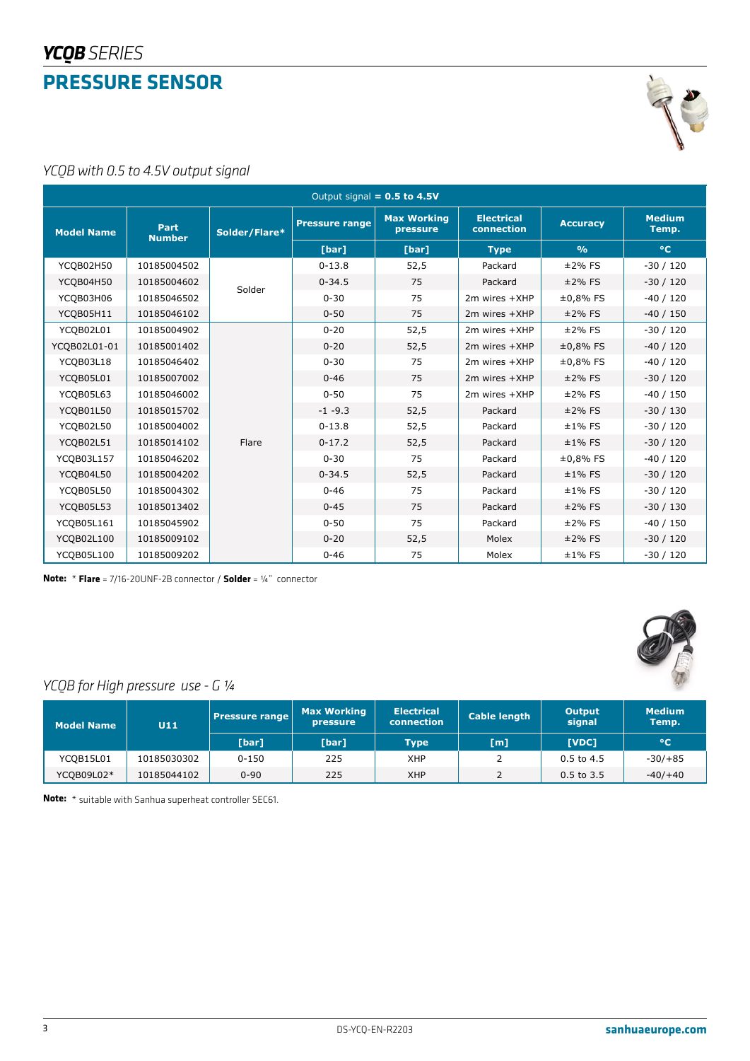# *YCQB* SERIES

## PRESSURE SENSOR

### *YCQB with 0.5 to 4.5V output signal*

| Output signal = **0.5 to 4.5V** | | | | | | | |
|---|---|---|---|---|---|---|---|
| **Model Name** | **Part Number** | **Solder/Flare*** | **Pressure range** | **Max Working pressure** | **Electrical connection** | **Accuracy** | **Medium Temp.** |
| | | | **[bar]** | **[bar]** | **Type** | **%** | **°C** |
| YCQB02H50 | 10185004502 | Solder | 0-13.8 | 52,5 | Packard | ±2% FS | -30 / 120 |
| YCQB04H50 | 10185004602 | | 0-34.5 | 75 | Packard | ±2% FS | -30 / 120 |
| YCQB03H06 | 10185046502 | | 0-30 | 75 | 2m wires +XHP | ±0,8% FS | -40 / 120 |
| YCQB05H11 | 10185046102 | | 0-50 | 75 | 2m wires +XHP | ±2% FS | -40 / 150 |
| YCQB02L01 | 10185004902 | Flare | 0-20 | 52,5 | 2m wires +XHP | ±2% FS | -30 / 120 |
| YCQB02L01-01 | 10185001402 | | 0-20 | 52,5 | 2m wires +XHP | ±0,8% FS | -40 / 120 |
| YCQB03L18 | 10185046402 | | 0-30 | 75 | 2m wires +XHP | ±0,8% FS | -40 / 120 |
| YCQB05L01 | 10185007002 | | 0-46 | 75 | 2m wires +XHP | ±2% FS | -30 / 120 |
| YCQB05L63 | 10185046002 | | 0-50 | 75 | 2m wires +XHP | ±2% FS | -40 / 150 |
| YCQB01L50 | 10185015702 | | -1 -9.3 | 52,5 | Packard | ±2% FS | -30 / 130 |
| YCQB02L50 | 10185004002 | | 0-13.8 | 52,5 | Packard | ±1% FS | -30 / 120 |
| YCQB02L51 | 10185014102 | | 0-17.2 | 52,5 | Packard | ±1% FS | -30 / 120 |
| YCQB03L157 | 10185046202 | | 0-30 | 75 | Packard | ±0,8% FS | -40 / 120 |
| YCQB04L50 | 10185004202 | | 0-34.5 | 52,5 | Packard | ±1% FS | -30 / 120 |
| YCQB05L50 | 10185004302 | | 0-46 | 75 | Packard | ±1% FS | -30 / 120 |
| YCQB05L53 | 10185013402 | | 0-45 | 75 | Packard | ±2% FS | -30 / 130 |
| YCQB05L161 | 10185045902 | | 0-50 | 75 | Packard | ±2% FS | -40 / 150 |
| YCQB02L100 | 10185009102 | | 0-20 | 52,5 | Molex | ±2% FS | -30 / 120 |
| YCQB05L100 | 10185009202 | | 0-46 | 75 | Molex | ±1% FS | -30 / 120 |

**Note:** * **Flare** = 7/16-20UNF-2B connector / **Solder** = ¼" connector

### *YCQB for High pressure use - G ¼*

| **Model Name** | **U11** | **Pressure range** | **Max Working pressure** | **Electrical connection** | **Cable length** | **Output signal** | **Medium Temp.** |
|---|---|---|---|---|---|---|---|
| | | **[bar]** | **[bar]** | **Type** | **[m]** | **[VDC]** | **°C** |
| YCQB15L01 | 10185030302 | 0-150 | 225 | XHP | 2 | 0.5 to 4.5 | -30/+85 |
| YCQB09L02* | 10185044102 | 0-90 | 225 | XHP | 2 | 0.5 to 3.5 | -40/+40 |

**Note:** * suitable with Sanhua superheat controller SEC61.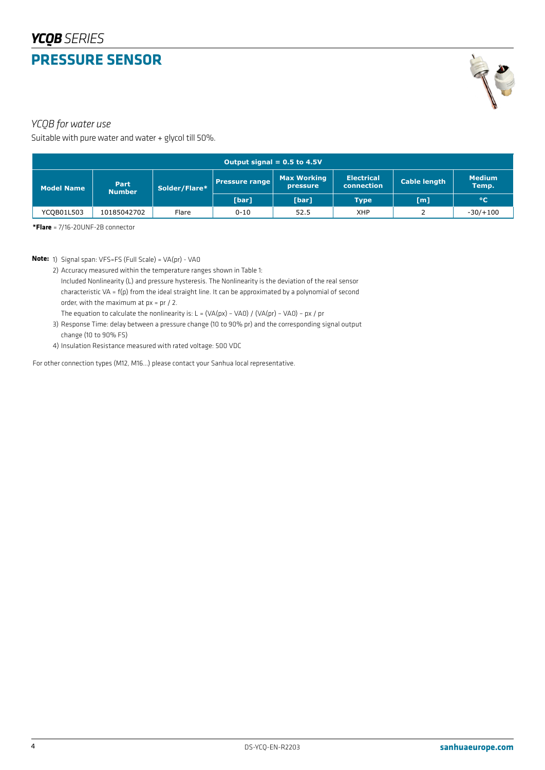# YCQB SERIES

## PRESSURE SENSOR

*YCQB for water use*

Suitable with pure water and water + glycol till 50%.

| Output signal = 0.5 to 4.5V | | | | | | | |
|---|---|---|---|---|---|---|---|
| **Model Name** | **Part Number** | **Solder/Flare*** | **Pressure range** | **Max Working pressure** | **Electrical connection** | **Cable length** | **Medium Temp.** |
| | | | **[bar]** | **[bar]** | **Type** | **[m]** | **°C** |
| YCQB01L503 | 10185042702 | Flare | 0-10 | 52.5 | XHP | 2 | -30/+100 |

***Flare** = 7/16-20UNF-2B connector

**Note:**

1) Signal span: VFS=FS (Full Scale) = VA(pr) - VA0
2) Accuracy measured within the temperature ranges shown in Table 1:
   Included Nonlinearity (L) and pressure hysteresis. The Nonlinearity is the deviation of the real sensor characteristic VA = f(p) from the ideal straight line. It can be approximated by a polynomial of second order, with the maximum at px = pr / 2.
   The equation to calculate the nonlinearity is: $L = (VA(px) - VA0) / (VA(pr) - VA0) - px / pr$
3) Response Time: delay between a pressure change (10 to 90% pr) and the corresponding signal output change (10 to 90% FS)
4) Insulation Resistance measured with rated voltage: 500 VDC

For other connection types (M12, M16...) please contact your Sanhua local representative.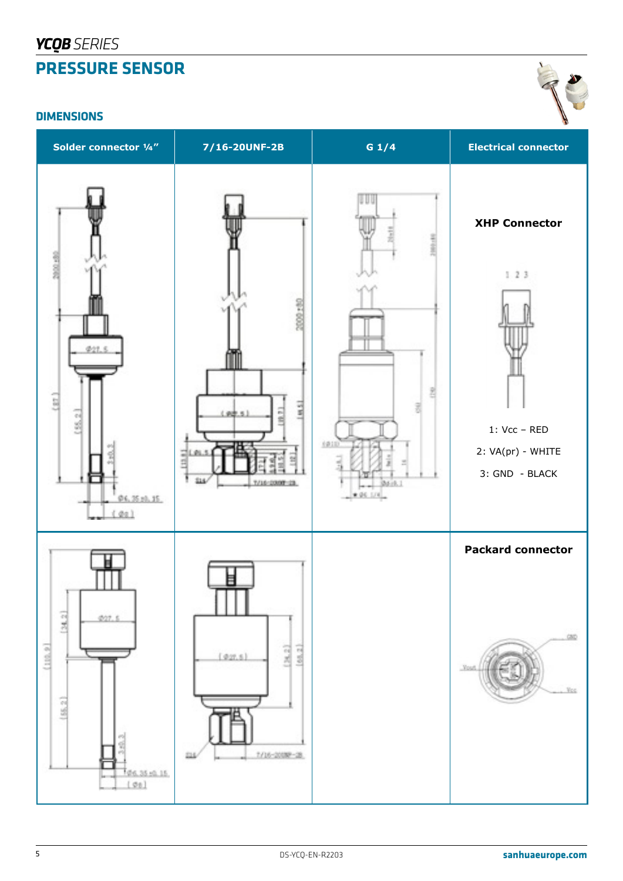# YCQB SERIES

## PRESSURE SENSOR

### DIMENSIONS

| Solder connector ¼" | 7/16-20UNF-2B | G 1/4 | Electrical connector |
|---|---|---|---|
| | | | **XHP Connector**<br><br>1: Vcc – RED<br>2: VA(pr) - WHITE<br>3: GND - BLACK |
| | | | **Packard connector** |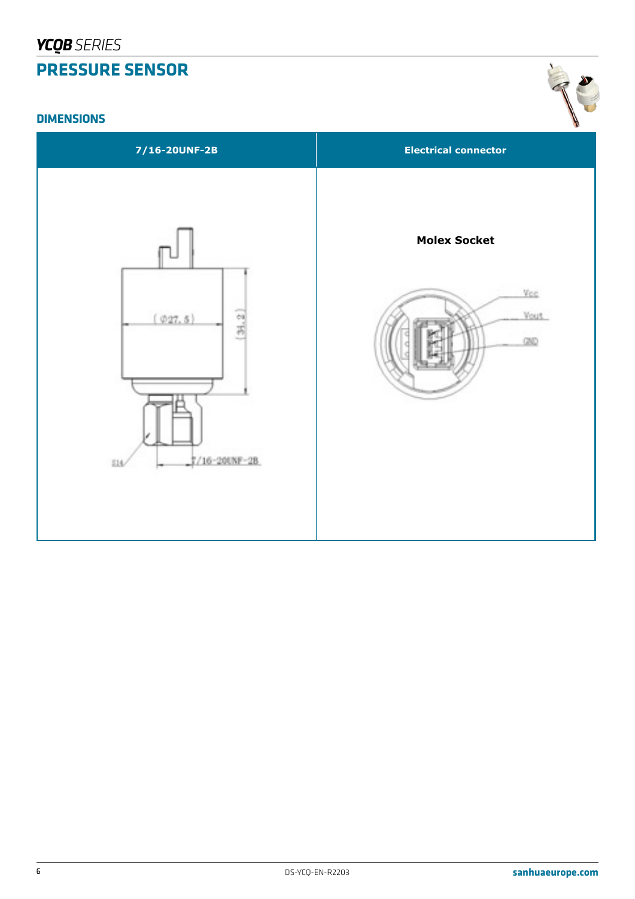# YCQB SERIES

## PRESSURE SENSOR

### DIMENSIONS

| 7/16-20UNF-2B | Electrical connector |
|---|---|
| (Ø27.5) (34.2) S14 7/16-20UNF-2B | **Molex Socket** Vcc Vout GND |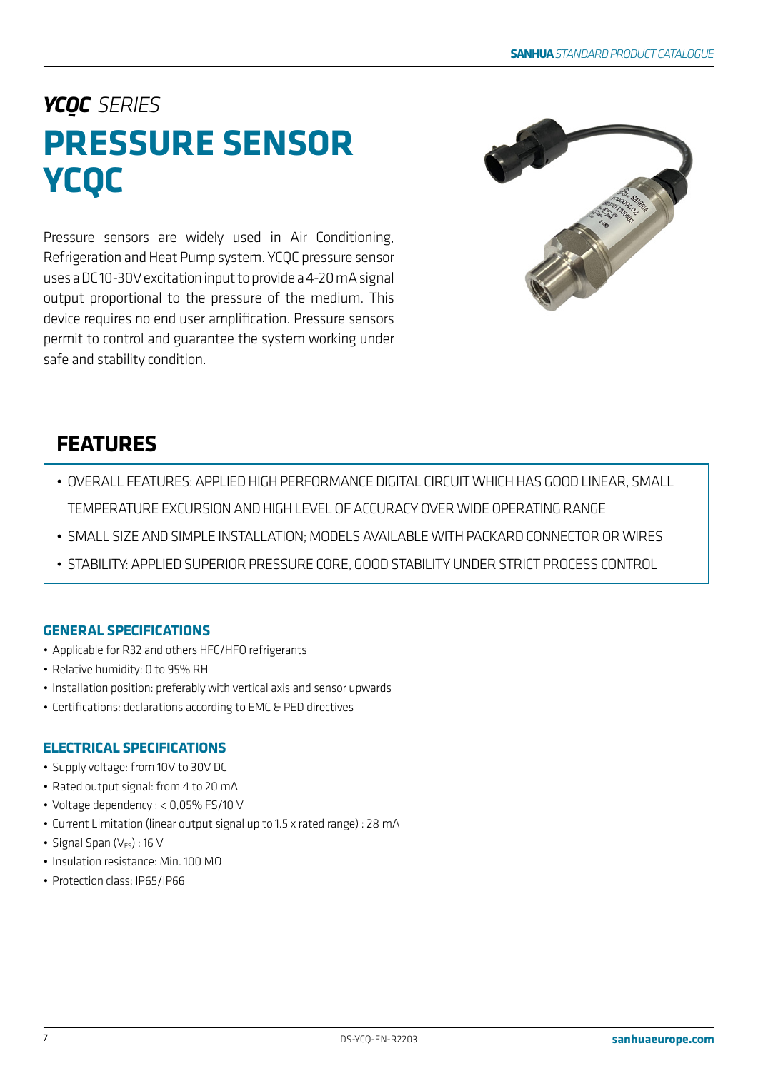*YCQC SERIES*

# PRESSURE SENSOR YCQC

Pressure sensors are widely used in Air Conditioning, Refrigeration and Heat Pump system. YCQC pressure sensor uses a DC 10-30V excitation input to provide a 4-20 mA signal output proportional to the pressure of the medium. This device requires no end user amplification. Pressure sensors permit to control and guarantee the system working under safe and stability condition.

## FEATURES

- OVERALL FEATURES: APPLIED HIGH PERFORMANCE DIGITAL CIRCUIT WHICH HAS GOOD LINEAR, SMALL TEMPERATURE EXCURSION AND HIGH LEVEL OF ACCURACY OVER WIDE OPERATING RANGE
- SMALL SIZE AND SIMPLE INSTALLATION; MODELS AVAILABLE WITH PACKARD CONNECTOR OR WIRES
- STABILITY: APPLIED SUPERIOR PRESSURE CORE, GOOD STABILITY UNDER STRICT PROCESS CONTROL

### GENERAL SPECIFICATIONS

- Applicable for R32 and others HFC/HFO refrigerants
- Relative humidity: 0 to 95% RH
- Installation position: preferably with vertical axis and sensor upwards
- Certifications: declarations according to EMC & PED directives

### ELECTRICAL SPECIFICATIONS

- Supply voltage: from 10V to 30V DC
- Rated output signal: from 4 to 20 mA
- Voltage dependency : < 0,05% FS/10 V
- Current Limitation (linear output signal up to 1.5 x rated range) : 28 mA
- Signal Span ($V_{FS}$) : 16 V
- Insulation resistance: Min. 100 MΩ
- Protection class: IP65/IP66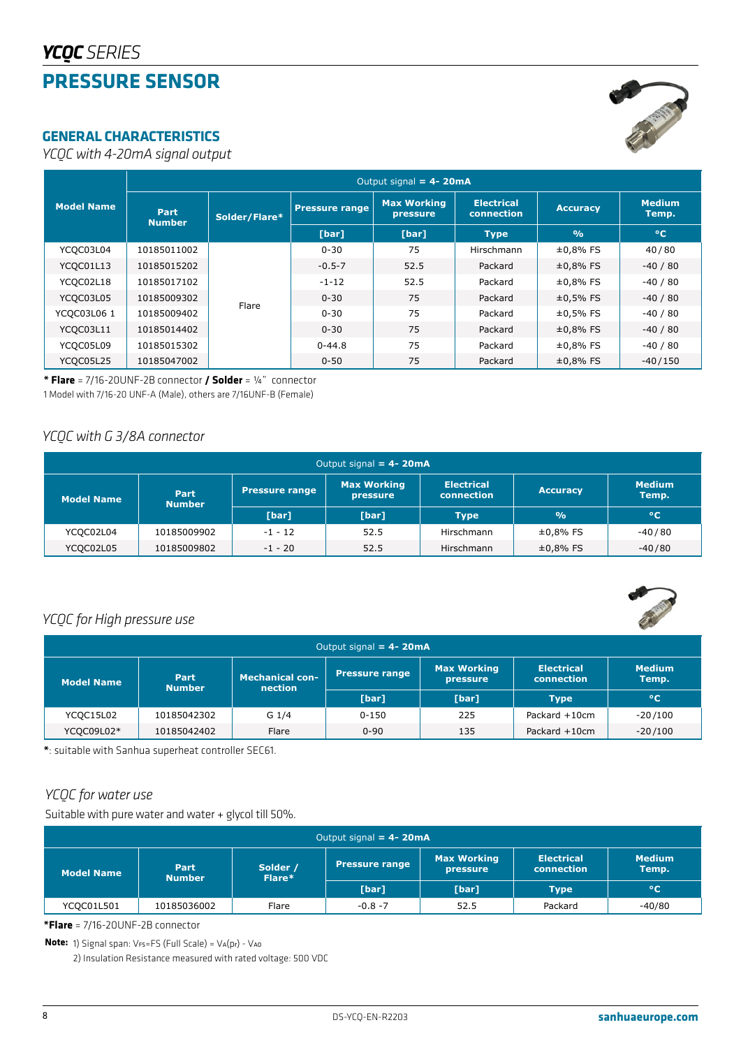# *YCQC SERIES*

# PRESSURE SENSOR

## GENERAL CHARACTERISTICS

*YCQC with 4-20mA signal output*

| Model Name | Output signal = **4- 20mA** | | | | | | |
|---|---|---|---|---|---|---|---|
| | Part Number | Solder/Flare* | Pressure range | Max Working pressure | Electrical connection | Accuracy | Medium Temp. |
| | | | [bar] | [bar] | Type | % | °C |
| YCQC03L04 | 10185011002 | Flare | 0-30 | 75 | Hirschmann | ±0,8% FS | 40 / 80 |
| YCQC01L13 | 10185015202 | Flare | -0.5-7 | 52.5 | Packard | ±0,8% FS | -40 / 80 |
| YCQC02L18 | 10185017102 | Flare | -1-12 | 52.5 | Packard | ±0,8% FS | -40 / 80 |
| YCQC03L05 | 10185009302 | Flare | 0-30 | 75 | Packard | ±0,5% FS | -40 / 80 |
| YCQC03L06 1 | 10185009402 | Flare | 0-30 | 75 | Packard | ±0,5% FS | -40 / 80 |
| YCQC03L11 | 10185014402 | Flare | 0-30 | 75 | Packard | ±0,8% FS | -40 / 80 |
| YCQC05L09 | 10185015302 | Flare | 0-44.8 | 75 | Packard | ±0,8% FS | -40 / 80 |
| YCQC05L25 | 10185047002 | Flare | 0-50 | 75 | Packard | ±0,8% FS | -40 / 150 |

**\* Flare** = 7/16-20UNF-2B connector **/ Solder** = ¼" connector

1 Model with 7/16-20 UNF-A (Male), others are 7/16UNF-B (Female)

*YCQC with G 3/8A connector*

| Model Name | Output signal = **4- 20mA** | | | | | |
|---|---|---|---|---|---|---|
| | Part Number | Pressure range | Max Working pressure | Electrical connection | Accuracy | Medium Temp. |
| | | [bar] | [bar] | Type | % | °C |
| YCQC02L04 | 10185009902 | -1 - 12 | 52.5 | Hirschmann | ±0,8% FS | -40 / 80 |
| YCQC02L05 | 10185009802 | -1 - 20 | 52.5 | Hirschmann | ±0,8% FS | -40 / 80 |

*YCQC for High pressure use*

| Model Name | Output signal = **4- 20mA** | | | | | |
|---|---|---|---|---|---|---|
| | Part Number | Mechanical connection | Pressure range | Max Working pressure | Electrical connection | Medium Temp. |
| | | | [bar] | [bar] | Type | °C |
| YCQC15L02 | 10185042302 | G 1/4 | 0-150 | 225 | Packard +10cm | -20 / 100 |
| YCQC09L02* | 10185042402 | Flare | 0-90 | 135 | Packard +10cm | -20 / 100 |

*: suitable with Sanhua superheat controller SEC61.

*YCQC for water use*

Suitable with pure water and water + glycol till 50%.

| Model Name | Output signal = **4- 20mA** | | | | | |
|---|---|---|---|---|---|---|
| | Part Number | Solder / Flare* | Pressure range | Max Working pressure | Electrical connection | Medium Temp. |
| | | | [bar] | [bar] | Type | °C |
| YCQC01L501 | 10185036002 | Flare | -0.8 -7 | 52.5 | Packard | -40/80 |

**\*Flare** = 7/16-20UNF-2B connector

**Note:** 1) Signal span: $V_{FS}$=FS (Full Scale) = $V_A(p_F)$ - $V_{A0}$

2) Insulation Resistance measured with rated voltage: 500 VDC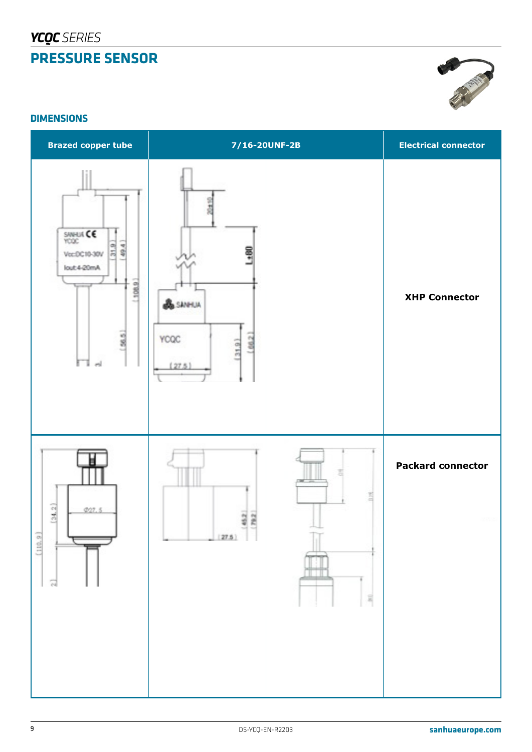# YCQC SERIES

## PRESSURE SENSOR

### DIMENSIONS

| Brazed copper tube | 7/16-20UNF-2B | | Electrical connector |
|---|---|---|---|
| | | | XHP Connector |
| | | | Packard connector |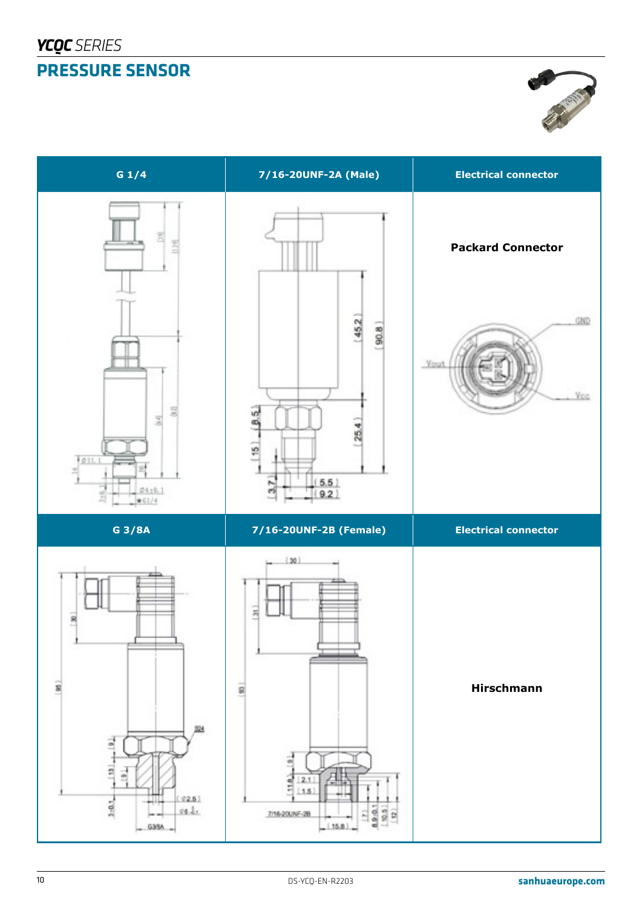## YCQC SERIES

# PRESSURE SENSOR

| G 1/4 | 7/16-20UNF-2A (Male) | Electrical connector |
|---|---|---|
| | | **Packard Connector** |
| **G 3/8A** | **7/16-20UNF-2B (Female)** | **Electrical connector** |
| | | **Hirschmann** |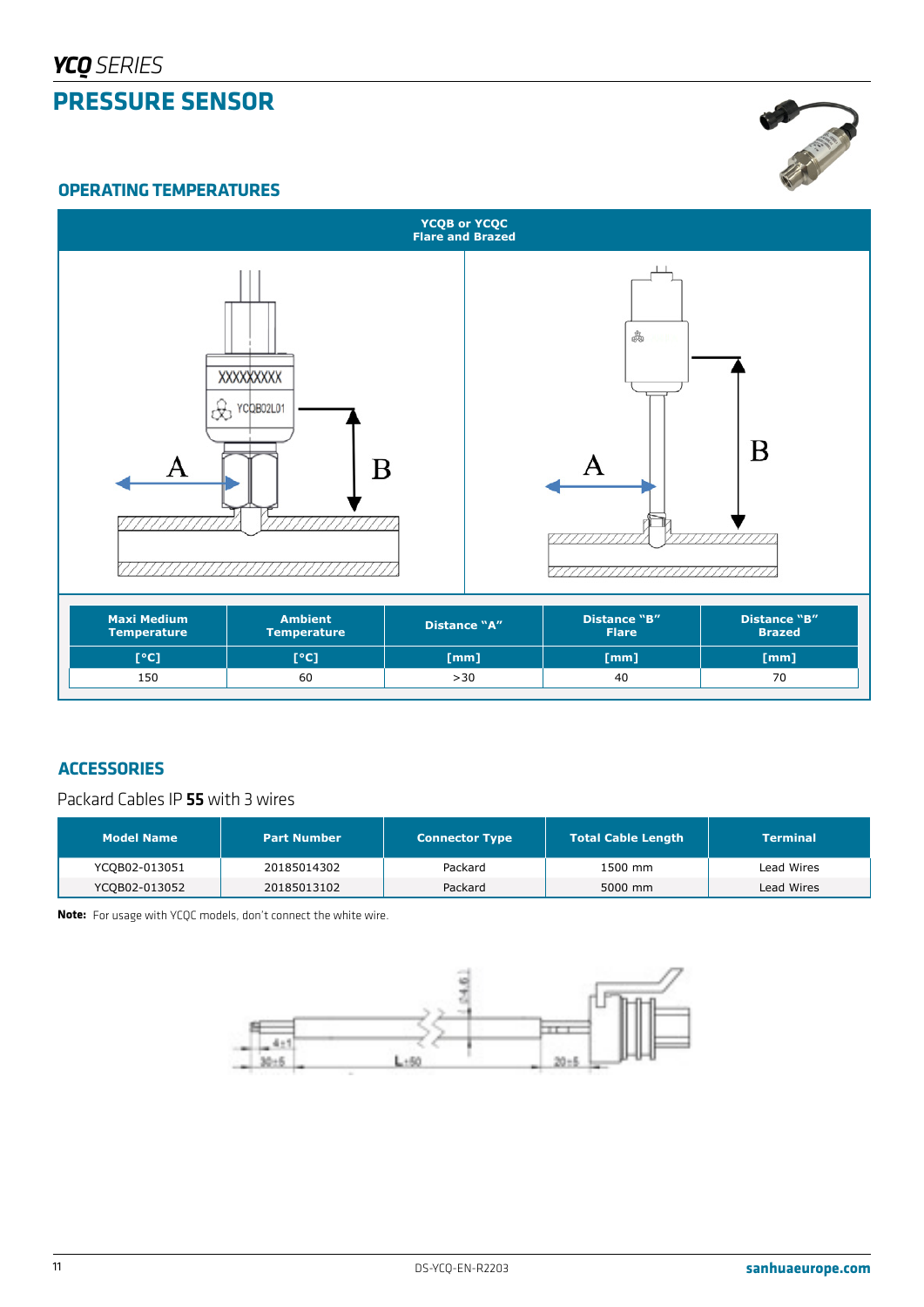# PRESSURE SENSOR

## OPERATING TEMPERATURES

**YCQB or YCQC**
**Flare and Brazed**

| Maxi Medium Temperature | Ambient Temperature | Distance "A" | Distance "B" Flare | Distance "B" Brazed |
|---|---|---|---|---|
| [°C] | [°C] | [mm] | [mm] | [mm] |
| 150 | 60 | >30 | 40 | 70 |

## ACCESSORIES

Packard Cables IP **55** with 3 wires

| Model Name | Part Number | Connector Type | Total Cable Length | Terminal |
|---|---|---|---|---|
| YCQB02-013051 | 20185014302 | Packard | 1500 mm | Lead Wires |
| YCQB02-013052 | 20185013102 | Packard | 5000 mm | Lead Wires |

**Note:** For usage with YCQC models, don't connect the white wire.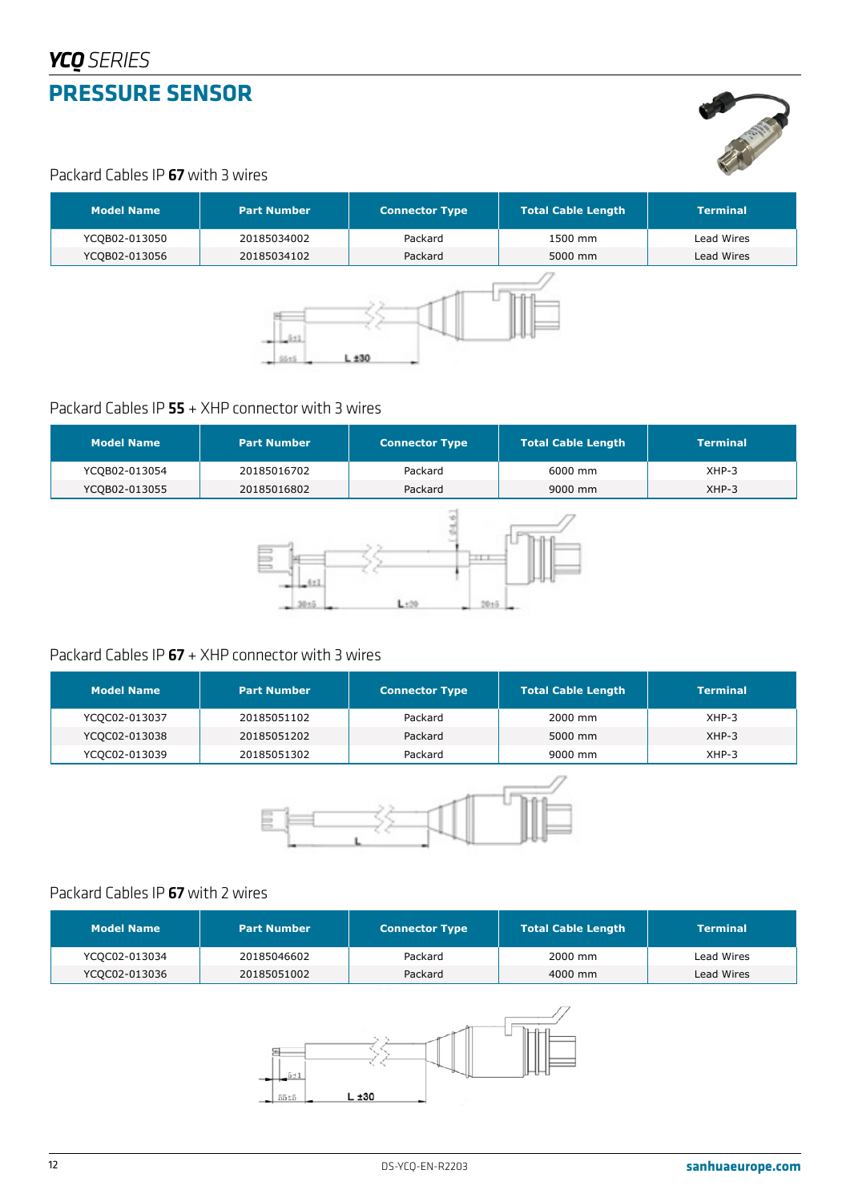*YCQ SERIES*

# PRESSURE SENSOR

## Packard Cables IP **67** with 3 wires

| Model Name | Part Number | Connector Type | Total Cable Length | Terminal |
|---|---|---|---|---|
| YCQB02-013050 | 20185034002 | Packard | 1500 mm | Lead Wires |
| YCQB02-013056 | 20185034102 | Packard | 5000 mm | Lead Wires |

5±1
55±5
L ±30

## Packard Cables IP **55** + XHP connector with 3 wires

| Model Name | Part Number | Connector Type | Total Cable Length | Terminal |
|---|---|---|---|---|
| YCQB02-013054 | 20185016702 | Packard | 6000 mm | XHP-3 |
| YCQB02-013055 | 20185016802 | Packard | 9000 mm | XHP-3 |

4±1
30±5
L±20
20±5

## Packard Cables IP **67** + XHP connector with 3 wires

| Model Name | Part Number | Connector Type | Total Cable Length | Terminal |
|---|---|---|---|---|
| YCQC02-013037 | 20185051102 | Packard | 2000 mm | XHP-3 |
| YCQC02-013038 | 20185051202 | Packard | 5000 mm | XHP-3 |
| YCQC02-013039 | 20185051302 | Packard | 9000 mm | XHP-3 |

L

## Packard Cables IP **67** with 2 wires

| Model Name | Part Number | Connector Type | Total Cable Length | Terminal |
|---|---|---|---|---|
| YCQC02-013034 | 20185046602 | Packard | 2000 mm | Lead Wires |
| YCQC02-013036 | 20185051002 | Packard | 4000 mm | Lead Wires |

5±1
55±5
L ±30